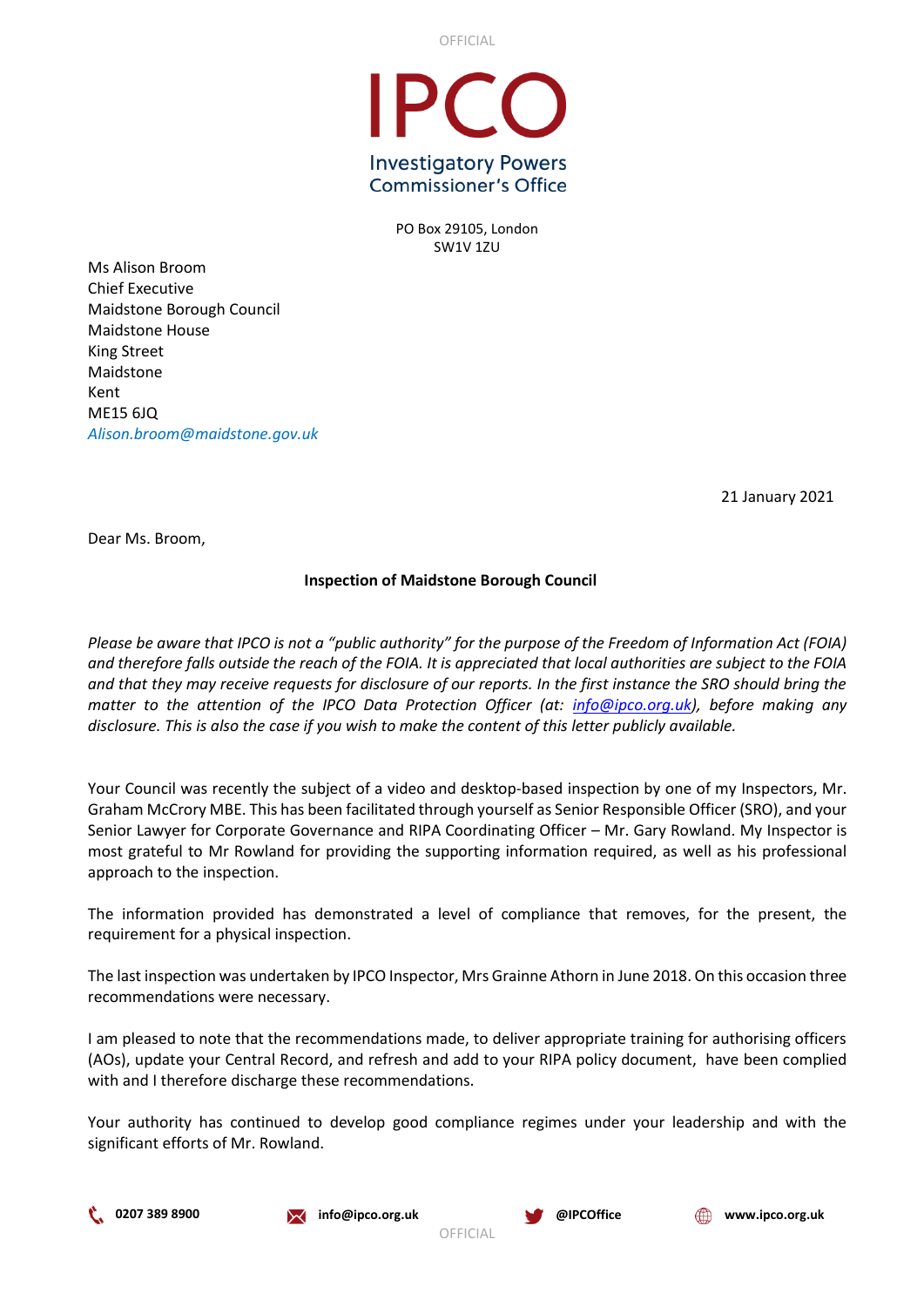IPCO

Investigatory Powers Commissioner's Office

PO Box 29105, London
SW1V 1ZU

Ms Alison Broom
Chief Executive
Maidstone Borough Council
Maidstone House
King Street
Maidstone
Kent
ME15 6JQ
*Alison.broom@maidstone.gov.uk*

21 January 2021

Dear Ms. Broom,

**Inspection of Maidstone Borough Council**

*Please be aware that IPCO is not a "public authority" for the purpose of the Freedom of Information Act (FOIA) and therefore falls outside the reach of the FOIA. It is appreciated that local authorities are subject to the FOIA and that they may receive requests for disclosure of our reports. In the first instance the SRO should bring the matter to the attention of the IPCO Data Protection Officer (at: info@ipco.org.uk), before making any disclosure. This is also the case if you wish to make the content of this letter publicly available.*

Your Council was recently the subject of a video and desktop-based inspection by one of my Inspectors, Mr. Graham McCrory MBE. This has been facilitated through yourself as Senior Responsible Officer (SRO), and your Senior Lawyer for Corporate Governance and RIPA Coordinating Officer – Mr. Gary Rowland. My Inspector is most grateful to Mr Rowland for providing the supporting information required, as well as his professional approach to the inspection.

The information provided has demonstrated a level of compliance that removes, for the present, the requirement for a physical inspection.

The last inspection was undertaken by IPCO Inspector, Mrs Grainne Athorn in June 2018. On this occasion three recommendations were necessary.

I am pleased to note that the recommendations made, to deliver appropriate training for authorising officers (AOs), update your Central Record, and refresh and add to your RIPA policy document, have been complied with and I therefore discharge these recommendations.

Your authority has continued to develop good compliance regimes under your leadership and with the significant efforts of Mr. Rowland.

0207 389 8900 | info@ipco.org.uk | @IPCOffice | www.ipco.org.uk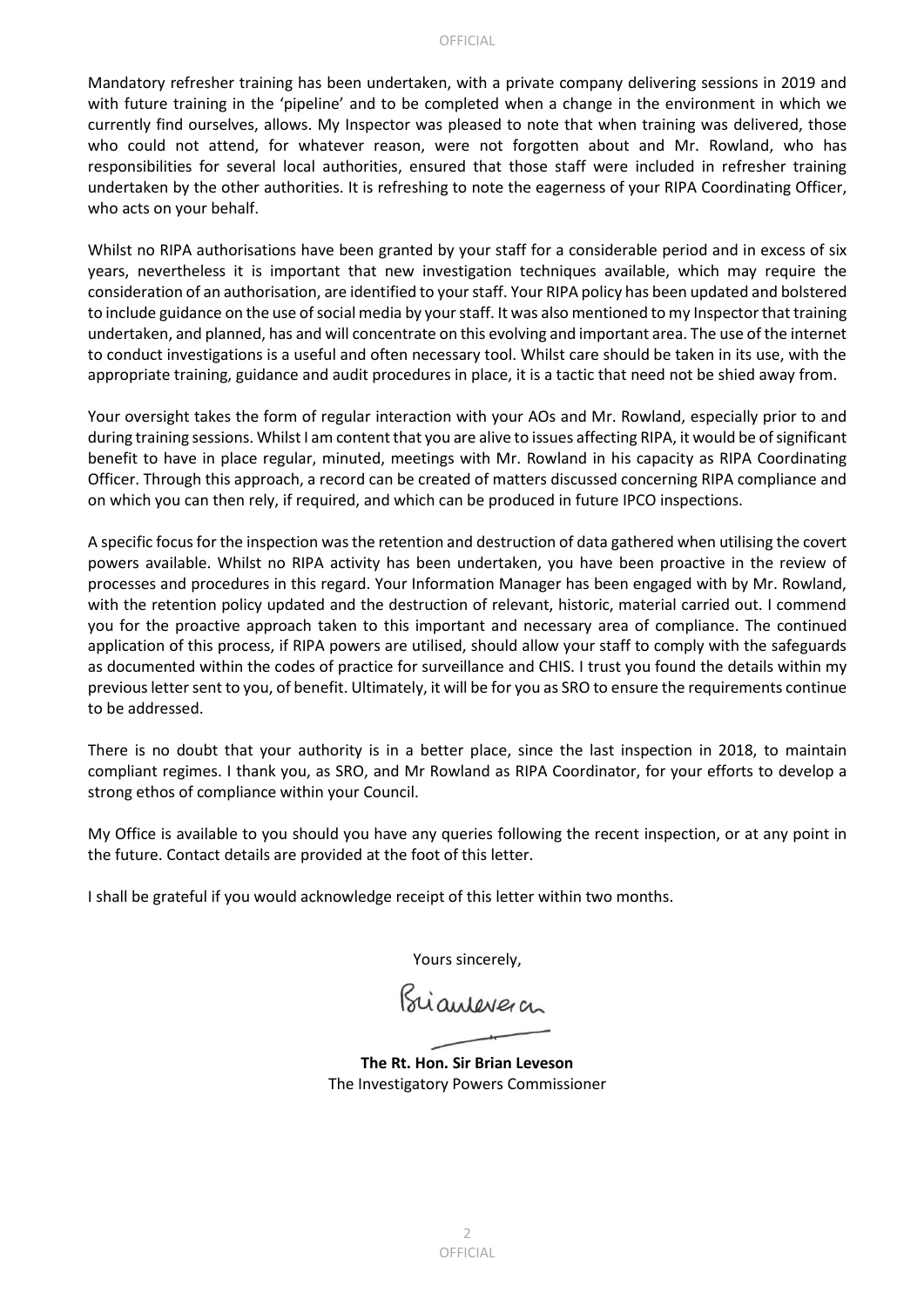Mandatory refresher training has been undertaken, with a private company delivering sessions in 2019 and with future training in the 'pipeline' and to be completed when a change in the environment in which we currently find ourselves, allows. My Inspector was pleased to note that when training was delivered, those who could not attend, for whatever reason, were not forgotten about and Mr. Rowland, who has responsibilities for several local authorities, ensured that those staff were included in refresher training undertaken by the other authorities. It is refreshing to note the eagerness of your RIPA Coordinating Officer, who acts on your behalf.

Whilst no RIPA authorisations have been granted by your staff for a considerable period and in excess of six years, nevertheless it is important that new investigation techniques available, which may require the consideration of an authorisation, are identified to your staff. Your RIPA policy has been updated and bolstered to include guidance on the use of social media by your staff. It was also mentioned to my Inspector that training undertaken, and planned, has and will concentrate on this evolving and important area. The use of the internet to conduct investigations is a useful and often necessary tool. Whilst care should be taken in its use, with the appropriate training, guidance and audit procedures in place, it is a tactic that need not be shied away from.

Your oversight takes the form of regular interaction with your AOs and Mr. Rowland, especially prior to and during training sessions. Whilst I am content that you are alive to issues affecting RIPA, it would be of significant benefit to have in place regular, minuted, meetings with Mr. Rowland in his capacity as RIPA Coordinating Officer. Through this approach, a record can be created of matters discussed concerning RIPA compliance and on which you can then rely, if required, and which can be produced in future IPCO inspections.

A specific focus for the inspection was the retention and destruction of data gathered when utilising the covert powers available. Whilst no RIPA activity has been undertaken, you have been proactive in the review of processes and procedures in this regard. Your Information Manager has been engaged with by Mr. Rowland, with the retention policy updated and the destruction of relevant, historic, material carried out. I commend you for the proactive approach taken to this important and necessary area of compliance. The continued application of this process, if RIPA powers are utilised, should allow your staff to comply with the safeguards as documented within the codes of practice for surveillance and CHIS. I trust you found the details within my previous letter sent to you, of benefit. Ultimately, it will be for you as SRO to ensure the requirements continue to be addressed.

There is no doubt that your authority is in a better place, since the last inspection in 2018, to maintain compliant regimes. I thank you, as SRO, and Mr Rowland as RIPA Coordinator, for your efforts to develop a strong ethos of compliance within your Council.

My Office is available to you should you have any queries following the recent inspection, or at any point in the future. Contact details are provided at the foot of this letter.

I shall be grateful if you would acknowledge receipt of this letter within two months.

Yours sincerely,

**The Rt. Hon. Sir Brian Leveson**
The Investigatory Powers Commissioner